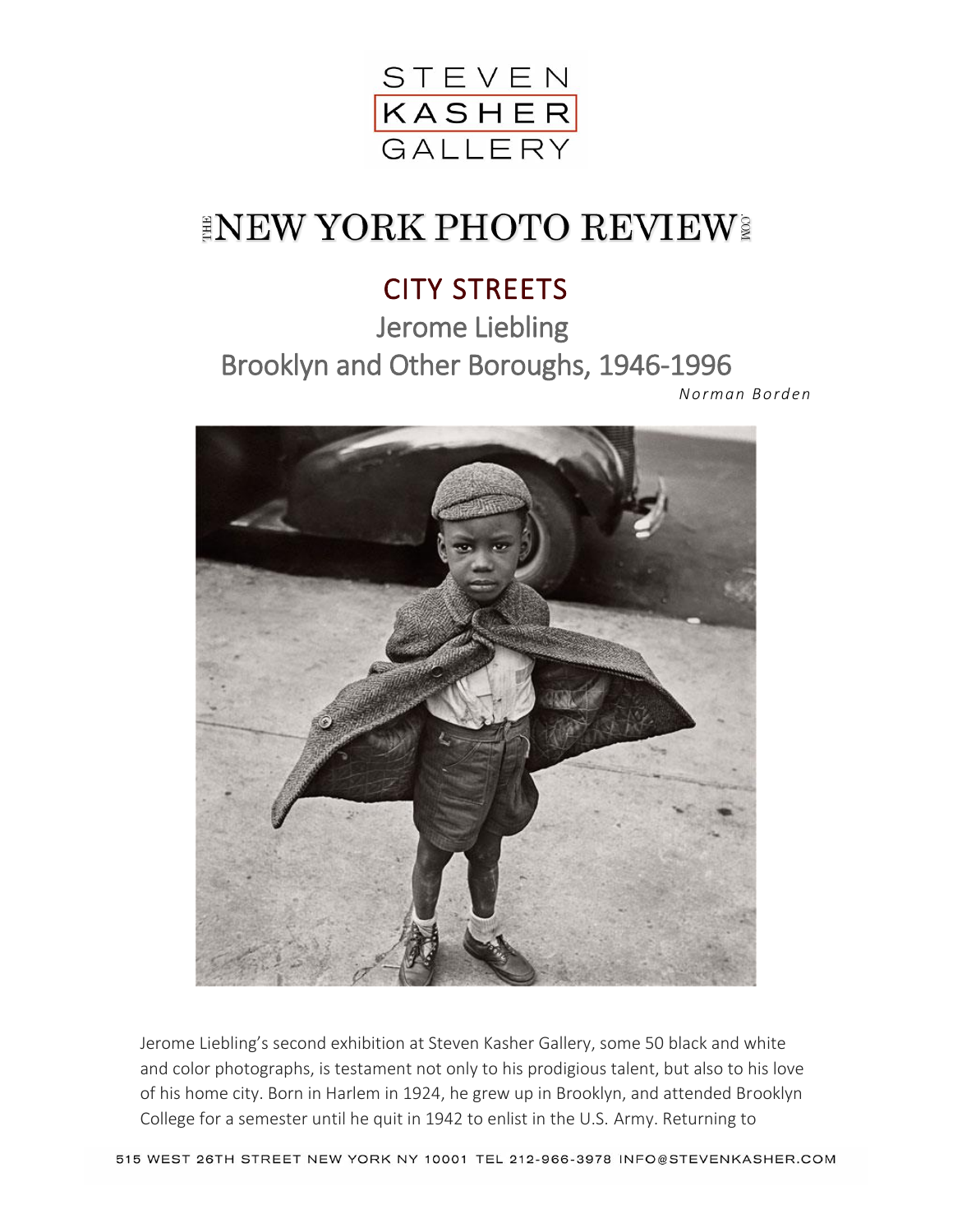STEVEN
KASHER
GALLERY

# THE NEW YORK PHOTO REVIEW.COM

## CITY STREETS

### Jerome Liebling

### Brooklyn and Other Boroughs, 1946-1996

*Norman Borden*

Jerome Liebling's second exhibition at Steven Kasher Gallery, some 50 black and white and color photographs, is testament not only to his prodigious talent, but also to his love of his home city. Born in Harlem in 1924, he grew up in Brooklyn, and attended Brooklyn College for a semester until he quit in 1942 to enlist in the U.S. Army. Returning to

515 WEST 26TH STREET NEW YORK NY 10001 TEL 212-966-3978 INFO@STEVENKASHER.COM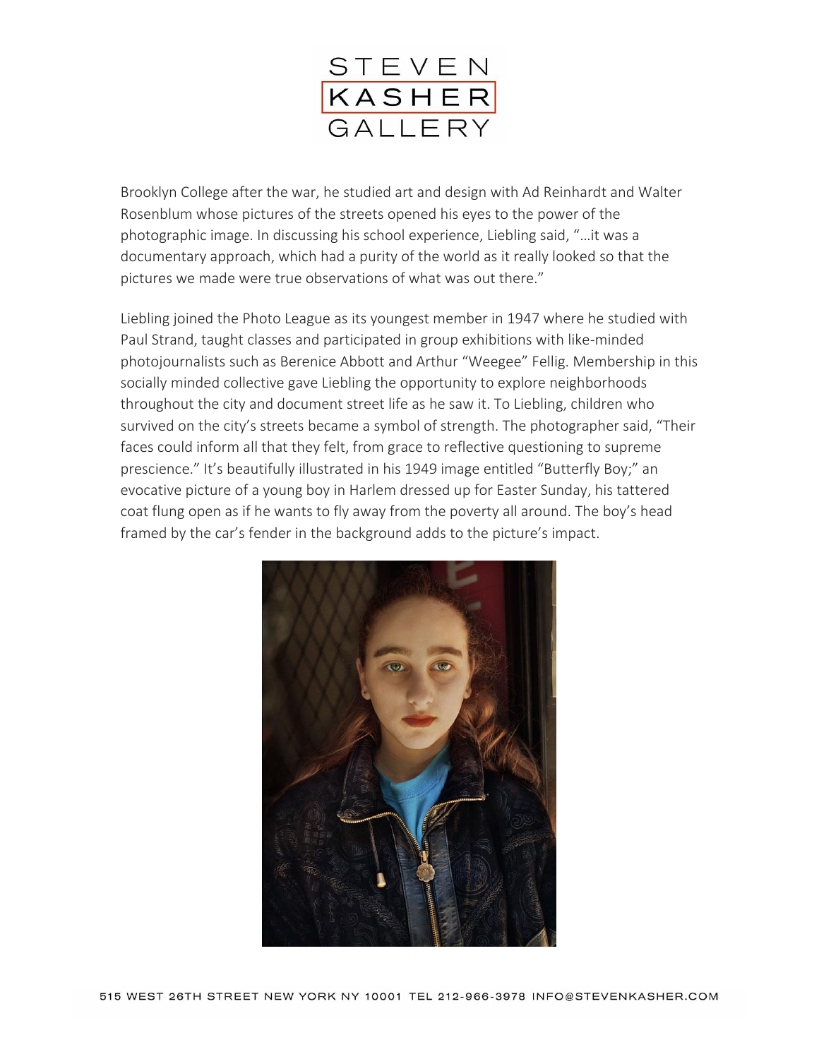Brooklyn College after the war, he studied art and design with Ad Reinhardt and Walter Rosenblum whose pictures of the streets opened his eyes to the power of the photographic image. In discussing his school experience, Liebling said, "…it was a documentary approach, which had a purity of the world as it really looked so that the pictures we made were true observations of what was out there."

Liebling joined the Photo League as its youngest member in 1947 where he studied with Paul Strand, taught classes and participated in group exhibitions with like-minded photojournalists such as Berenice Abbott and Arthur "Weegee" Fellig. Membership in this socially minded collective gave Liebling the opportunity to explore neighborhoods throughout the city and document street life as he saw it. To Liebling, children who survived on the city's streets became a symbol of strength. The photographer said, "Their faces could inform all that they felt, from grace to reflective questioning to supreme prescience." It's beautifully illustrated in his 1949 image entitled "Butterfly Boy;" an evocative picture of a young boy in Harlem dressed up for Easter Sunday, his tattered coat flung open as if he wants to fly away from the poverty all around. The boy's head framed by the car's fender in the background adds to the picture's impact.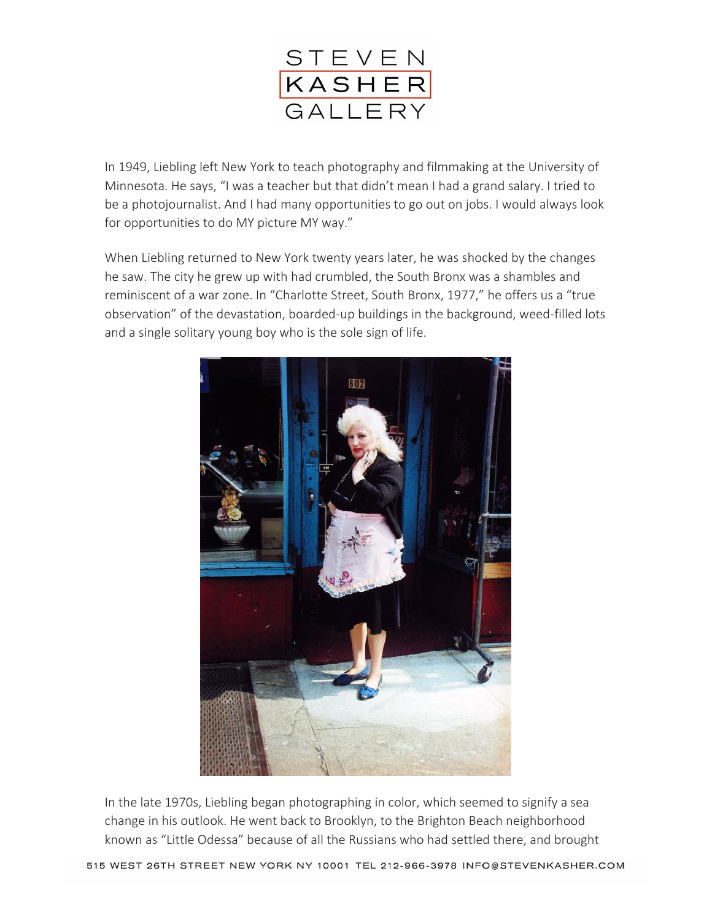In 1949, Liebling left New York to teach photography and filmmaking at the University of Minnesota. He says, “I was a teacher but that didn’t mean I had a grand salary. I tried to be a photojournalist. And I had many opportunities to go out on jobs. I would always look for opportunities to do MY picture MY way.”

When Liebling returned to New York twenty years later, he was shocked by the changes he saw. The city he grew up with had crumbled, the South Bronx was a shambles and reminiscent of a war zone. In “Charlotte Street, South Bronx, 1977,” he offers us a “true observation” of the devastation, boarded-up buildings in the background, weed-filled lots and a single solitary young boy who is the sole sign of life.

In the late 1970s, Liebling began photographing in color, which seemed to signify a sea change in his outlook. He went back to Brooklyn, to the Brighton Beach neighborhood known as “Little Odessa” because of all the Russians who had settled there, and brought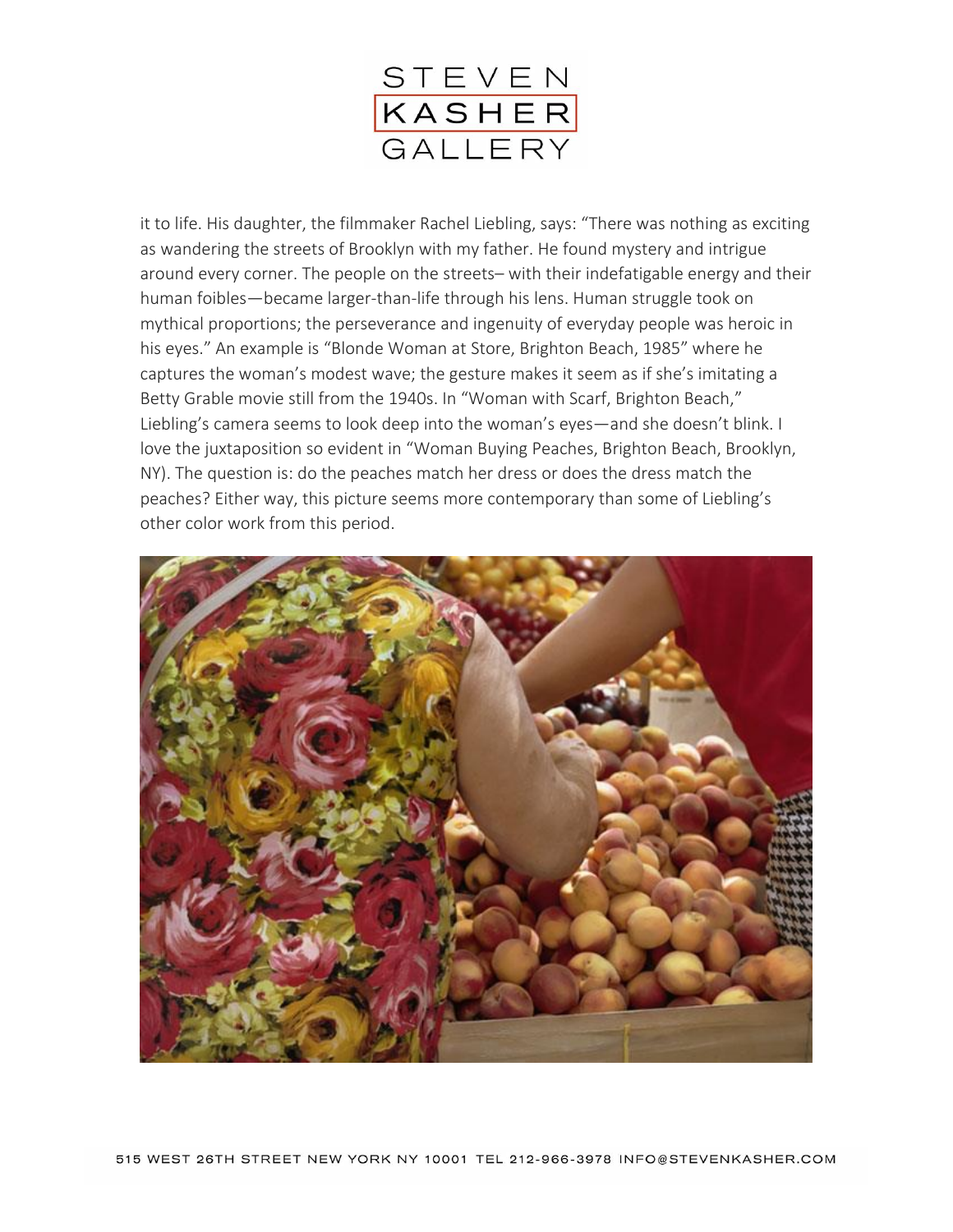it to life. His daughter, the filmmaker Rachel Liebling, says: “There was nothing as exciting as wandering the streets of Brooklyn with my father. He found mystery and intrigue around every corner. The people on the streets– with their indefatigable energy and their human foibles—became larger-than-life through his lens. Human struggle took on mythical proportions; the perseverance and ingenuity of everyday people was heroic in his eyes.” An example is “Blonde Woman at Store, Brighton Beach, 1985” where he captures the woman’s modest wave; the gesture makes it seem as if she’s imitating a Betty Grable movie still from the 1940s. In “Woman with Scarf, Brighton Beach,” Liebling’s camera seems to look deep into the woman’s eyes—and she doesn’t blink. I love the juxtaposition so evident in “Woman Buying Peaches, Brighton Beach, Brooklyn, NY). The question is: do the peaches match her dress or does the dress match the peaches? Either way, this picture seems more contemporary than some of Liebling’s other color work from this period.